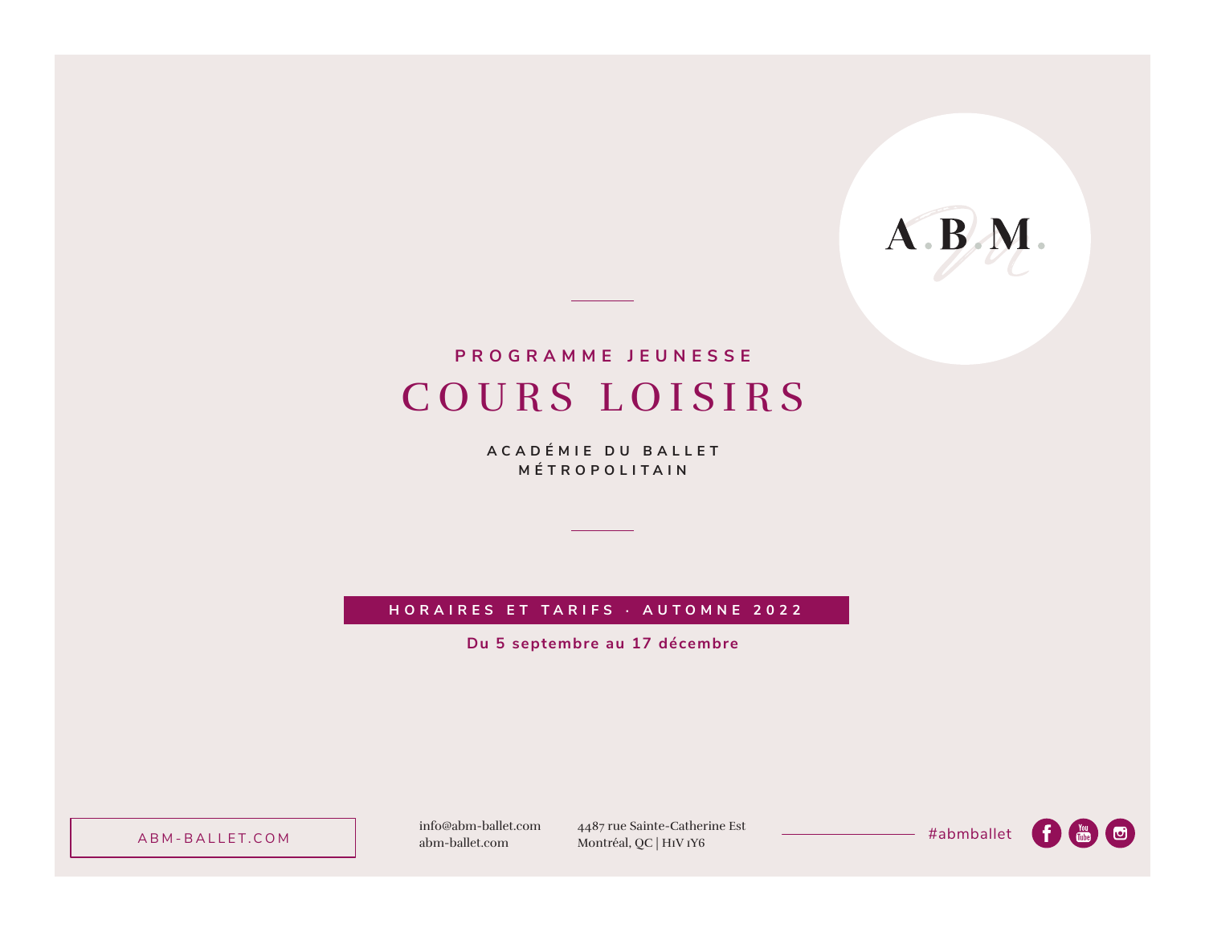A.B.M.

PROGRAMME JEUNESSE

# COURS LOISIRS

**ACADÉMIE DU BALLET MÉTROPOLITAIN**

**HORAIRES ET TARIFS · AUTOMNE 2022**

**Du 5 septembre au 17 décembre**

ABM-BALLET.COM

info@abm-ballet.com
abm-ballet.com

4487 rue Sainte-Catherine Est
Montréal, QC | H1V 1Y6

#abmballet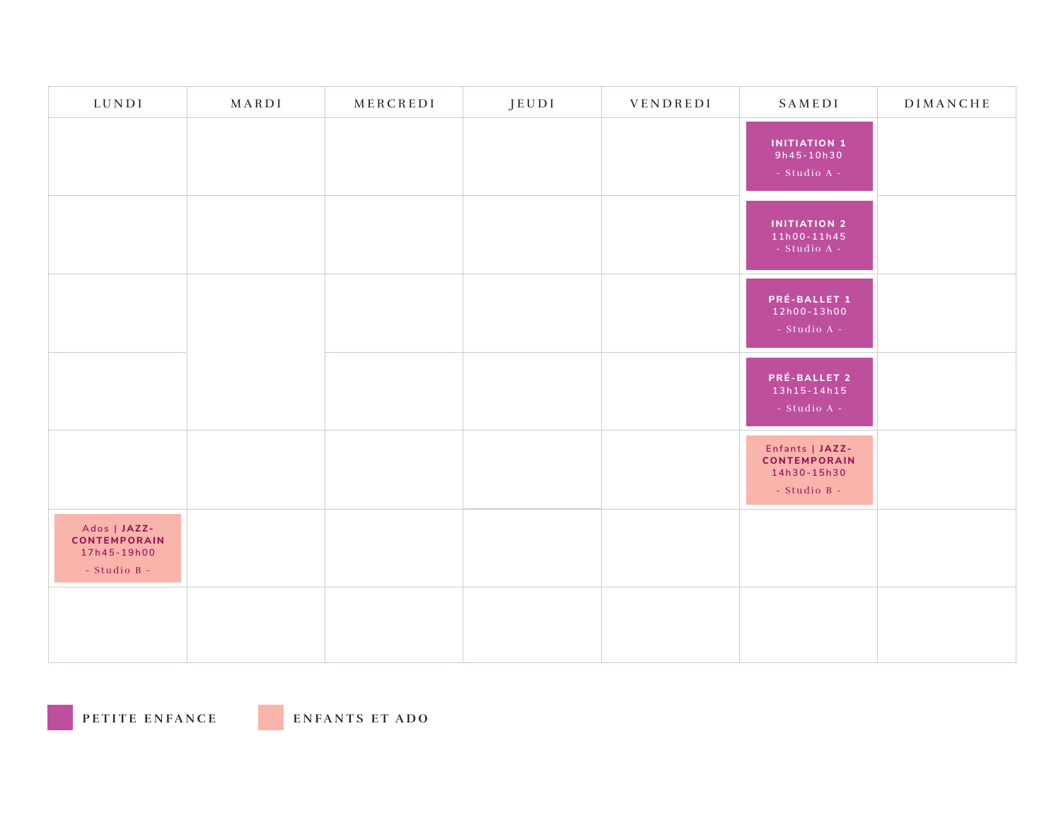| LUNDI | MARDI | MERCREDI | JEUDI | VENDREDI | SAMEDI | DIMANCHE |
|---|---|---|---|---|---|---|
| | | | | | **INITIATION 1** 9h45-10h30 - Studio A - | |
| | | | | | **INITIATION 2** 11h00-11h45 - Studio A - | |
| | | | | | **PRÉ-BALLET 1** 12h00-13h00 - Studio A - | |
| | | | | | **PRÉ-BALLET 2** 13h15-14h15 - Studio A - | |
| | | | | | Enfants \| **JAZZ-CONTEMPORAIN** 14h30-15h30 - Studio B - | |
| Ados \| **JAZZ-CONTEMPORAIN** 17h45-19h00 - Studio B - | | | | | | |
| | | | | | | |

PETITE ENFANCE (samedi : Initiation 1, Initiation 2, Pré-ballet 1, Pré-ballet 2)

ENFANTS ET ADO (lundi : Ados | Jazz-contemporain ; samedi : Enfants | Jazz-contemporain)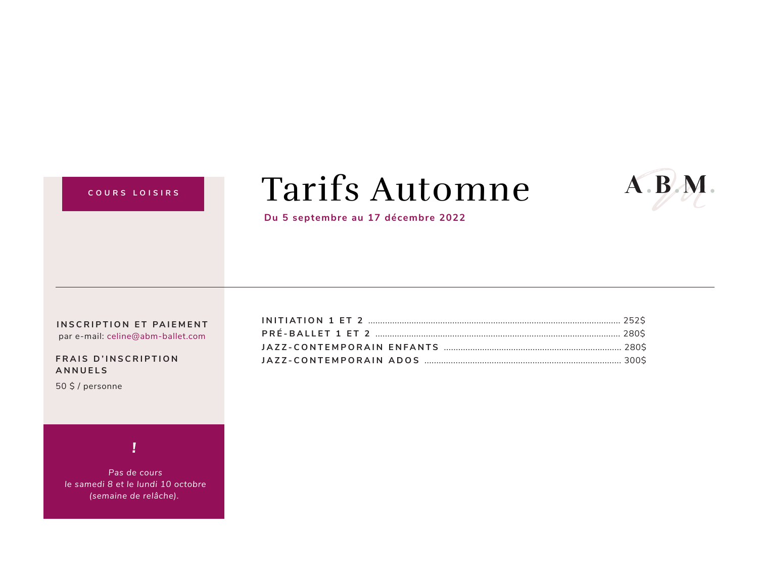COURS LOISIRS

# Tarifs Automne

A.B.M.

**Du 5 septembre au 17 décembre 2022**

**INSCRIPTION ET PAIEMENT**
par e-mail: celine@abm-ballet.com

**FRAIS D'INSCRIPTION ANNUELS**

50 $ / personne

| | |
|---|---|
| **INITIATION 1 ET 2** | 252$ |
| **PRÉ-BALLET 1 ET 2** | 280$ |
| **JAZZ-CONTEMPORAIN ENFANTS** | 280$ |
| **JAZZ-CONTEMPORAIN ADOS** | 300$ |

**!**

*Pas de cours
le samedi 8 et le lundi 10 octobre
(semaine de relâche).*